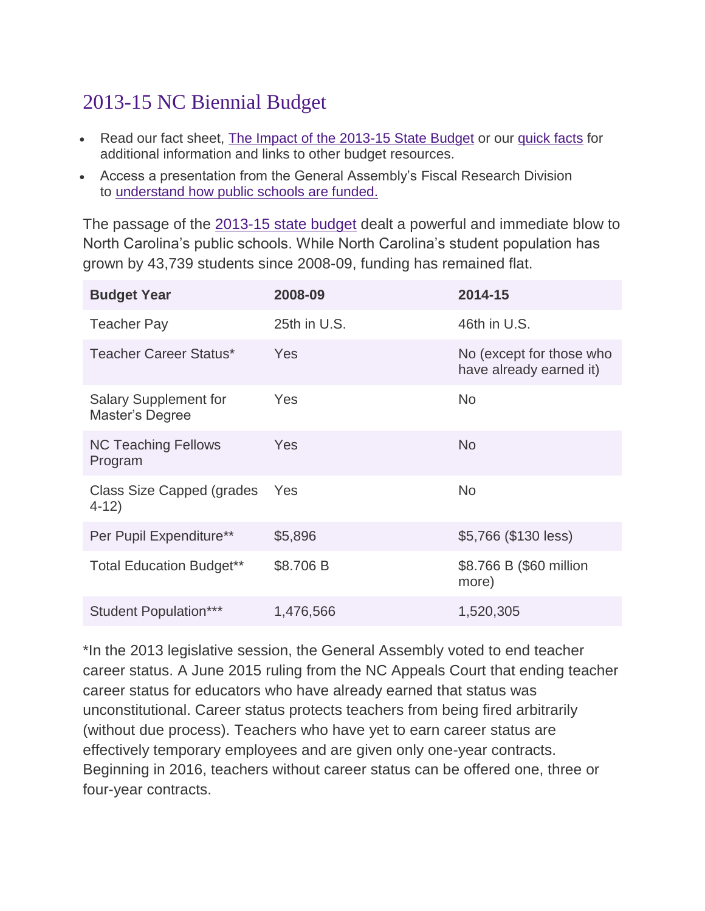# 2013-15 NC Biennial Budget

- Read our fact sheet, The Impact of the 2013-15 State Budget or our quick facts for additional information and links to other budget resources.
- Access a presentation from the General Assembly's Fiscal Research Division to understand how public schools are funded.

The passage of the 2013-15 state budget dealt a powerful and immediate blow to North Carolina's public schools. While North Carolina's student population has grown by 43,739 students since 2008-09, funding has remained flat.

| **Budget Year** | **2008-09** | **2014-15** |
|---|---|---|
| Teacher Pay | 25th in U.S. | 46th in U.S. |
| Teacher Career Status* | Yes | No (except for those who have already earned it) |
| Salary Supplement for Master's Degree | Yes | No |
| NC Teaching Fellows Program | Yes | No |
| Class Size Capped (grades 4-12) | Yes | No |
| Per Pupil Expenditure** | $5,896 | $5,766 ($130 less) |
| Total Education Budget** | $8.706 B | $8.766 B ($60 million more) |
| Student Population*** | 1,476,566 | 1,520,305 |

*In the 2013 legislative session, the General Assembly voted to end teacher career status. A June 2015 ruling from the NC Appeals Court that ending teacher career status for educators who have already earned that status was unconstitutional. Career status protects teachers from being fired arbitrarily (without due process). Teachers who have yet to earn career status are effectively temporary employees and are given only one-year contracts. Beginning in 2016, teachers without career status can be offered one, three or four-year contracts.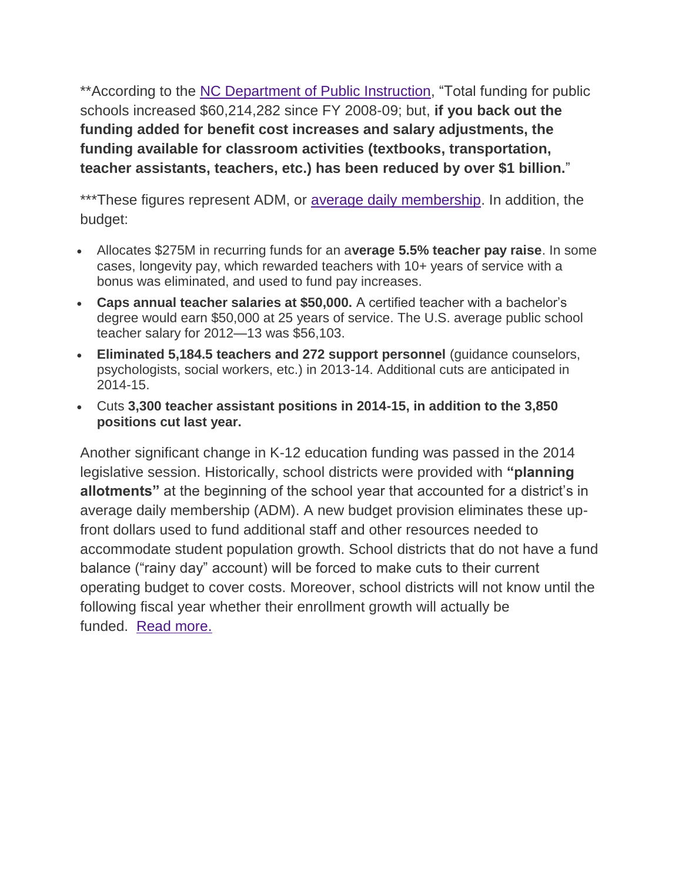**According to the NC Department of Public Instruction, "Total funding for public schools increased $60,214,282 since FY 2008-09; but, **if you back out the funding added for benefit cost increases and salary adjustments, the funding available for classroom activities (textbooks, transportation, teacher assistants, teachers, etc.) has been reduced by over $1 billion.**"

***These figures represent ADM, or average daily membership. In addition, the budget:

- Allocates $275M in recurring funds for an a**verage 5.5% teacher pay raise**. In some cases, longevity pay, which rewarded teachers with 10+ years of service with a bonus was eliminated, and used to fund pay increases.
- **Caps annual teacher salaries at $50,000.** A certified teacher with a bachelor's degree would earn $50,000 at 25 years of service. The U.S. average public school teacher salary for 2012—13 was $56,103.
- **Eliminated 5,184.5 teachers and 272 support personnel** (guidance counselors, psychologists, social workers, etc.) in 2013-14. Additional cuts are anticipated in 2014-15.
- Cuts **3,300 teacher assistant positions in 2014-15, in addition to the 3,850 positions cut last year.**

Another significant change in K-12 education funding was passed in the 2014 legislative session. Historically, school districts were provided with **"planning allotments"** at the beginning of the school year that accounted for a district's in average daily membership (ADM). A new budget provision eliminates these up-front dollars used to fund additional staff and other resources needed to accommodate student population growth. School districts that do not have a fund balance ("rainy day" account) will be forced to make cuts to their current operating budget to cover costs. Moreover, school districts will not know until the following fiscal year whether their enrollment growth will actually be funded. Read more.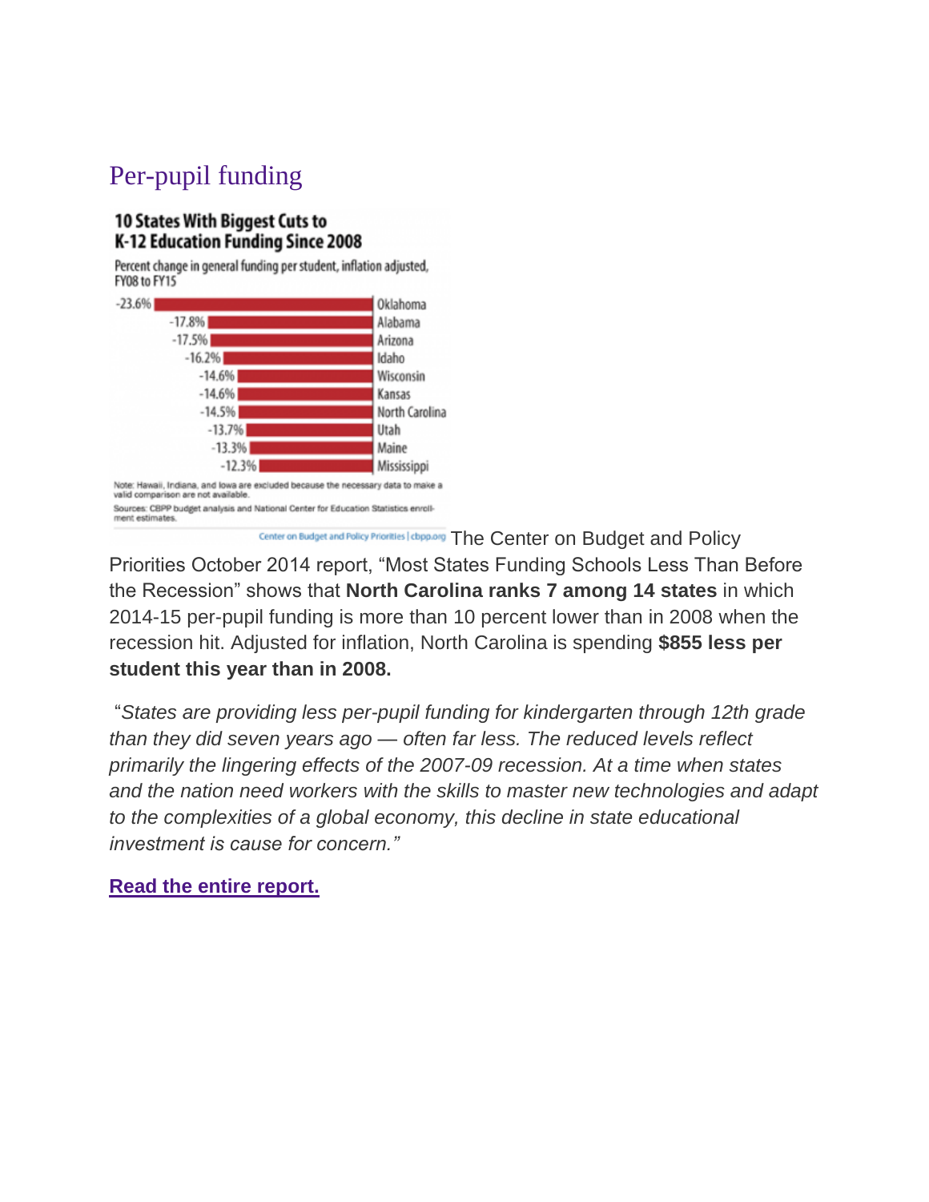## Per-pupil funding

**10 States With Biggest Cuts to K-12 Education Funding Since 2008**

Percent change in general funding per student, inflation adjusted, FY08 to FY15

-23.6% Oklahoma
-17.8% Alabama
-17.5% Arizona
-16.2% Idaho
-14.6% Wisconsin
-14.6% Kansas
-14.5% North Carolina
-13.7% Utah
-13.3% Maine
-12.3% Mississippi

Note: Hawaii, Indiana, and Iowa are excluded because the necessary data to make a valid comparison are not available.

Sources: CBPP budget analysis and National Center for Education Statistics enrollment estimates.

Center on Budget and Policy Priorities | cbpp.org

The Center on Budget and Policy Priorities October 2014 report, "Most States Funding Schools Less Than Before the Recession" shows that **North Carolina ranks 7 among 14 states** in which 2014-15 per-pupil funding is more than 10 percent lower than in 2008 when the recession hit. Adjusted for inflation, North Carolina is spending **$855 less per student this year than in 2008.**

"*States are providing less per-pupil funding for kindergarten through 12th grade than they did seven years ago — often far less. The reduced levels reflect primarily the lingering effects of the 2007-09 recession. At a time when states and the nation need workers with the skills to master new technologies and adapt to the complexities of a global economy, this decline in state educational investment is cause for concern."*

**Read the entire report.**